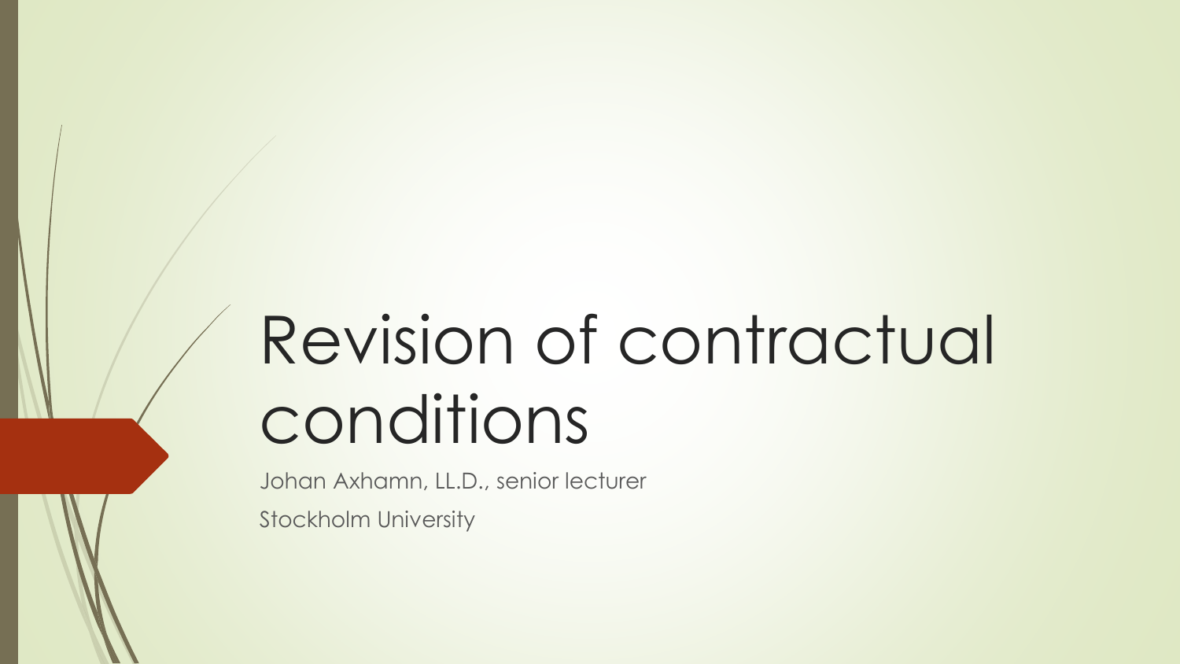# Revision of contractual conditions

Johan Axhamn, LL.D., senior lecturer

Stockholm University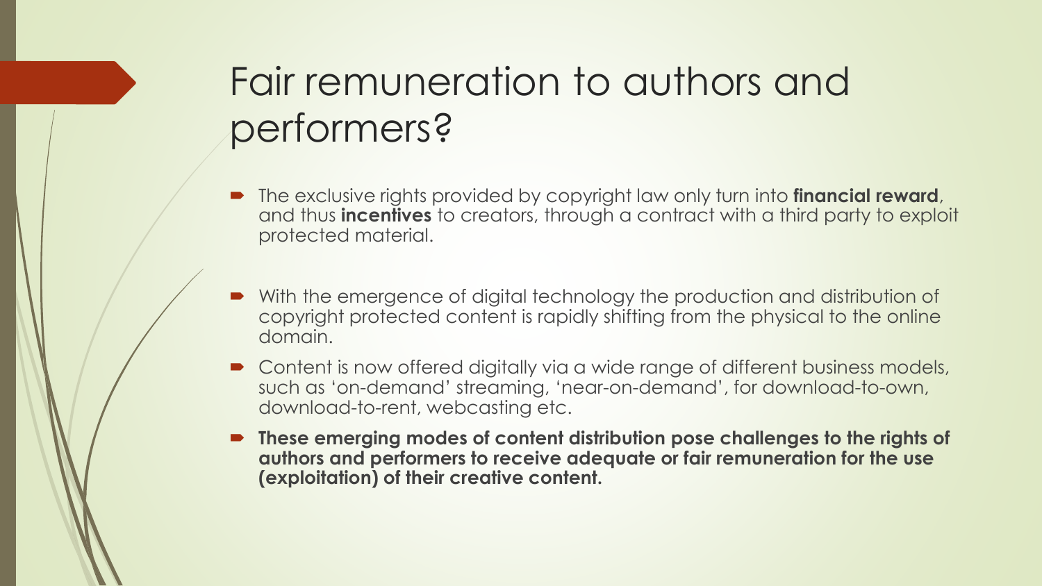# Fair remuneration to authors and performers?

- The exclusive rights provided by copyright law only turn into **financial reward**, and thus **incentives** to creators, through a contract with a third party to exploit protected material.
- With the emergence of digital technology the production and distribution of copyright protected content is rapidly shifting from the physical to the online domain.
- Content is now offered digitally via a wide range of different business models, such as 'on-demand' streaming, 'near-on-demand', for download-to-own, download-to-rent, webcasting etc.
- **These emerging modes of content distribution pose challenges to the rights of authors and performers to receive adequate or fair remuneration for the use (exploitation) of their creative content.**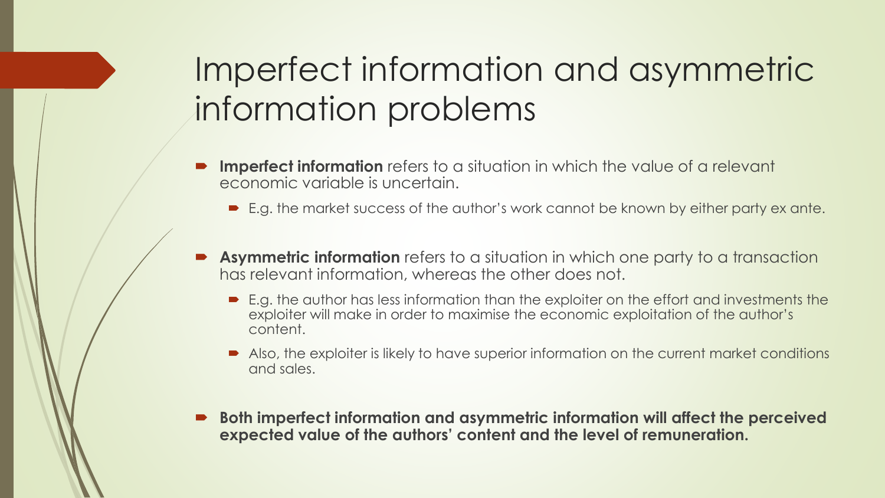# Imperfect information and asymmetric information problems

- **Imperfect information** refers to a situation in which the value of a relevant economic variable is uncertain.
  - E.g. the market success of the author's work cannot be known by either party ex ante.
- **Asymmetric information** refers to a situation in which one party to a transaction has relevant information, whereas the other does not.
  - E.g. the author has less information than the exploiter on the effort and investments the exploiter will make in order to maximise the economic exploitation of the author's content.
  - Also, the exploiter is likely to have superior information on the current market conditions and sales.
- **Both imperfect information and asymmetric information will affect the perceived expected value of the authors' content and the level of remuneration.**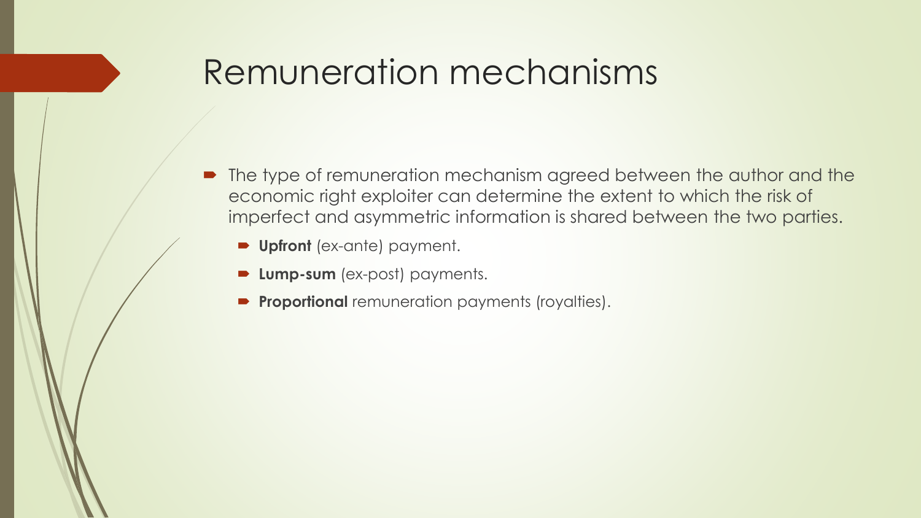# Remuneration mechanisms

- The type of remuneration mechanism agreed between the author and the economic right exploiter can determine the extent to which the risk of imperfect and asymmetric information is shared between the two parties.
  - **Upfront** (ex-ante) payment.
  - **Lump-sum** (ex-post) payments.
  - **Proportional** remuneration payments (royalties).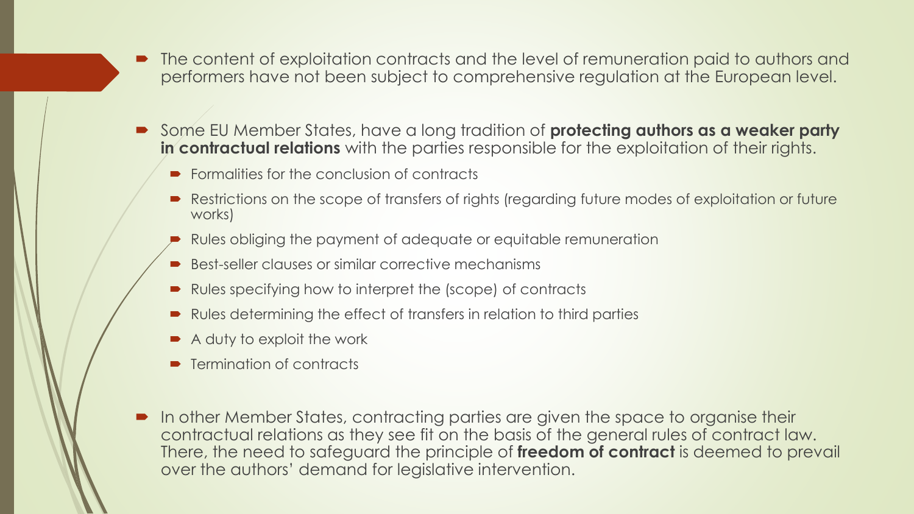- The content of exploitation contracts and the level of remuneration paid to authors and performers have not been subject to comprehensive regulation at the European level.

- Some EU Member States, have a long tradition of **protecting authors as a weaker party in contractual relations** with the parties responsible for the exploitation of their rights.
  - Formalities for the conclusion of contracts
  - Restrictions on the scope of transfers of rights (regarding future modes of exploitation or future works)
  - Rules obliging the payment of adequate or equitable remuneration
  - Best-seller clauses or similar corrective mechanisms
  - Rules specifying how to interpret the (scope) of contracts
  - Rules determining the effect of transfers in relation to third parties
  - A duty to exploit the work
  - Termination of contracts

- In other Member States, contracting parties are given the space to organise their contractual relations as they see fit on the basis of the general rules of contract law. There, the need to safeguard the principle of **freedom of contract** is deemed to prevail over the authors' demand for legislative intervention.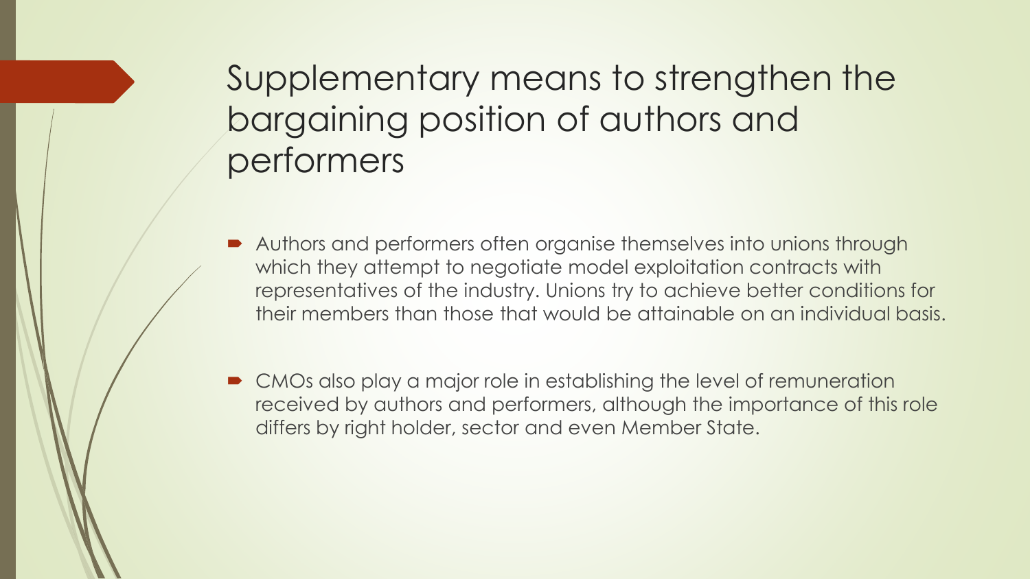# Supplementary means to strengthen the bargaining position of authors and performers

- Authors and performers often organise themselves into unions through which they attempt to negotiate model exploitation contracts with representatives of the industry. Unions try to achieve better conditions for their members than those that would be attainable on an individual basis.
- CMOs also play a major role in establishing the level of remuneration received by authors and performers, although the importance of this role differs by right holder, sector and even Member State.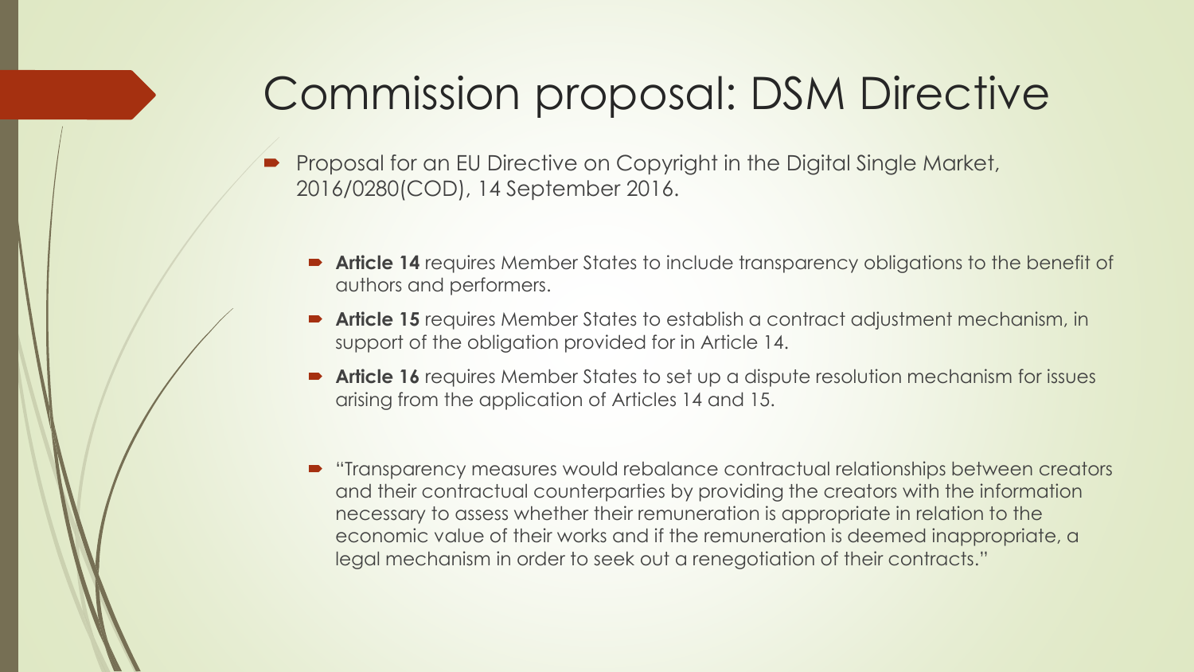# Commission proposal: DSM Directive

- Proposal for an EU Directive on Copyright in the Digital Single Market, 2016/0280(COD), 14 September 2016.
  - **Article 14** requires Member States to include transparency obligations to the benefit of authors and performers.
  - **Article 15** requires Member States to establish a contract adjustment mechanism, in support of the obligation provided for in Article 14.
  - **Article 16** requires Member States to set up a dispute resolution mechanism for issues arising from the application of Articles 14 and 15.
  - "Transparency measures would rebalance contractual relationships between creators and their contractual counterparties by providing the creators with the information necessary to assess whether their remuneration is appropriate in relation to the economic value of their works and if the remuneration is deemed inappropriate, a legal mechanism in order to seek out a renegotiation of their contracts."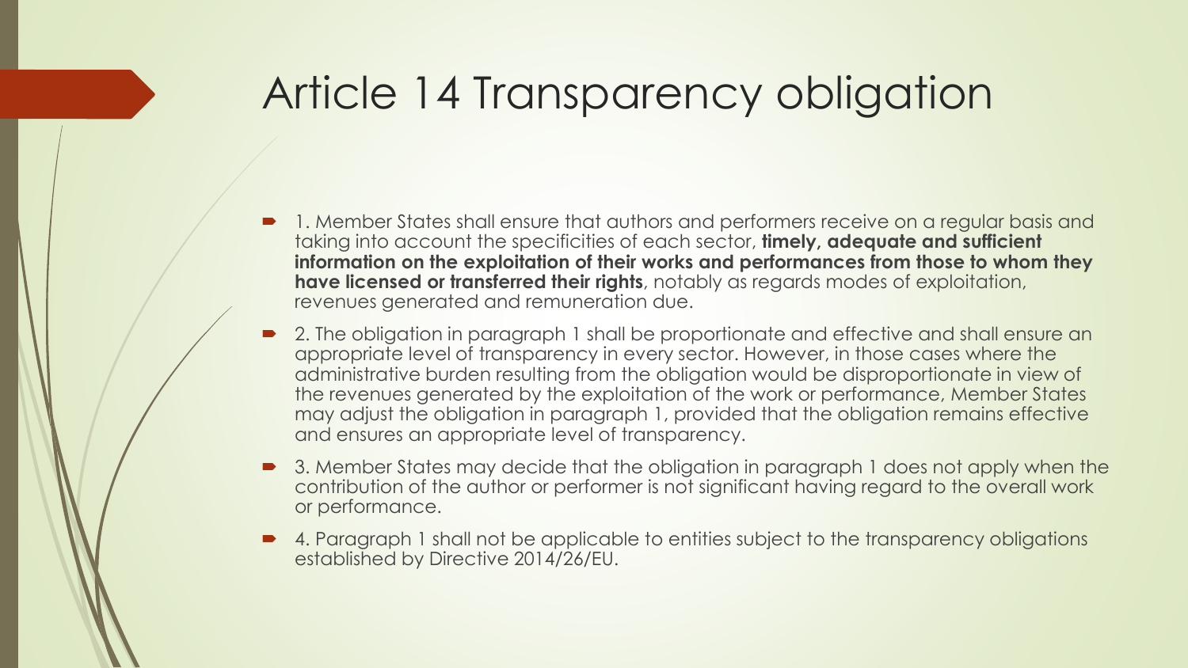# Article 14 Transparency obligation

- 1. Member States shall ensure that authors and performers receive on a regular basis and taking into account the specificities of each sector, **timely, adequate and sufficient information on the exploitation of their works and performances from those to whom they have licensed or transferred their rights**, notably as regards modes of exploitation, revenues generated and remuneration due.
- 2. The obligation in paragraph 1 shall be proportionate and effective and shall ensure an appropriate level of transparency in every sector. However, in those cases where the administrative burden resulting from the obligation would be disproportionate in view of the revenues generated by the exploitation of the work or performance, Member States may adjust the obligation in paragraph 1, provided that the obligation remains effective and ensures an appropriate level of transparency.
- 3. Member States may decide that the obligation in paragraph 1 does not apply when the contribution of the author or performer is not significant having regard to the overall work or performance.
- 4. Paragraph 1 shall not be applicable to entities subject to the transparency obligations established by Directive 2014/26/EU.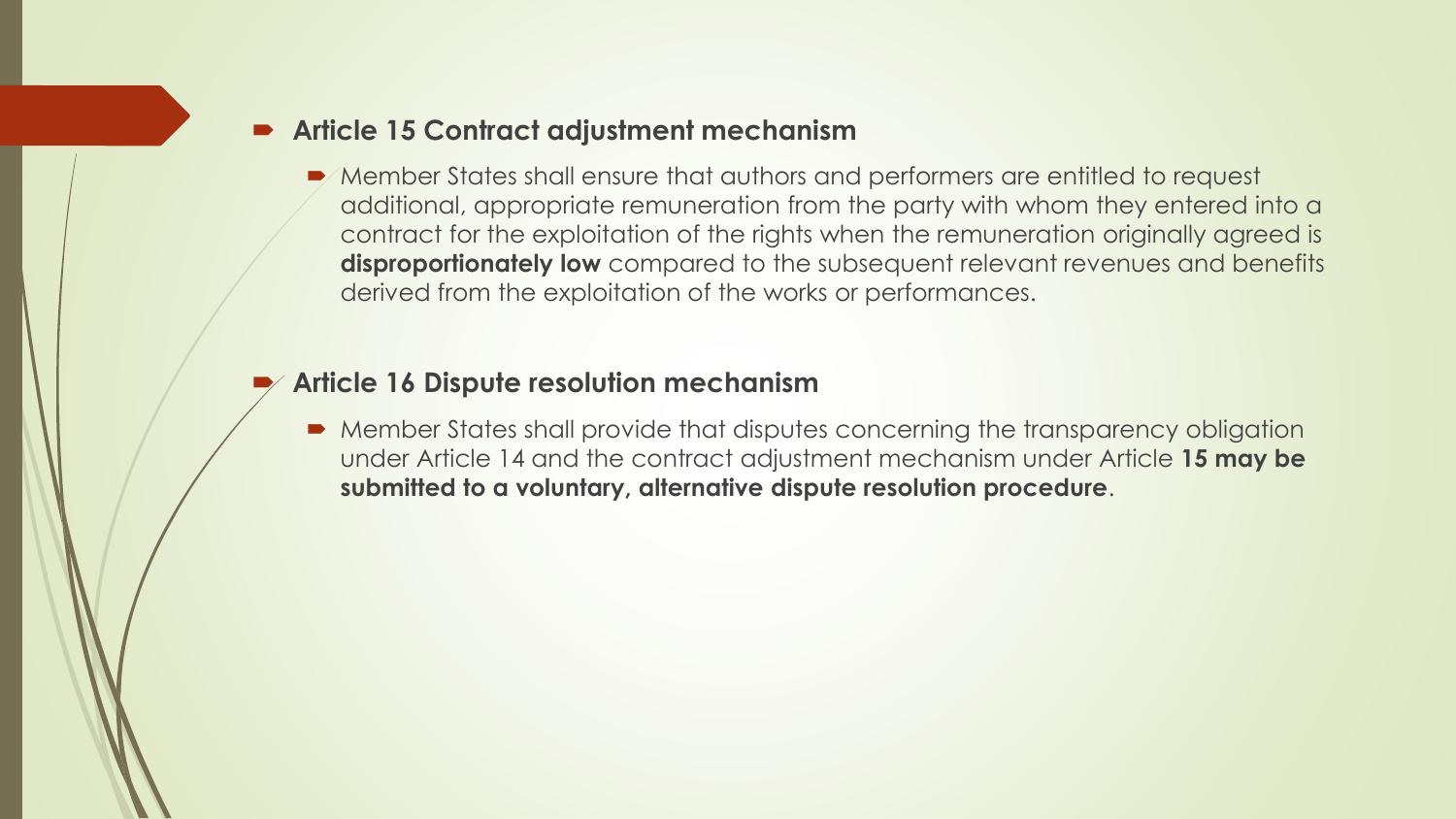- **Article 15 Contract adjustment mechanism**
  - Member States shall ensure that authors and performers are entitled to request additional, appropriate remuneration from the party with whom they entered into a contract for the exploitation of the rights when the remuneration originally agreed is **disproportionately low** compared to the subsequent relevant revenues and benefits derived from the exploitation of the works or performances.

- **Article 16 Dispute resolution mechanism**
  - Member States shall provide that disputes concerning the transparency obligation under Article 14 and the contract adjustment mechanism under Article **15 may be submitted to a voluntary, alternative dispute resolution procedure**.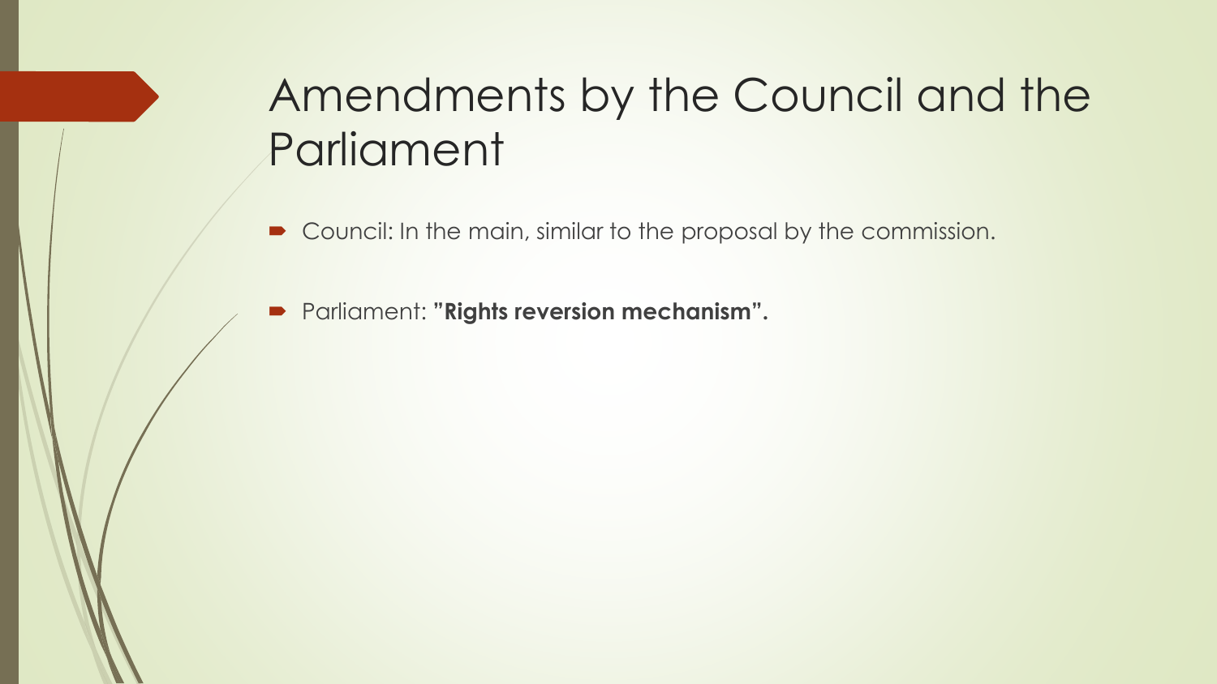# Amendments by the Council and the Parliament

- Council: In the main, similar to the proposal by the commission.
- Parliament: **"Rights reversion mechanism".**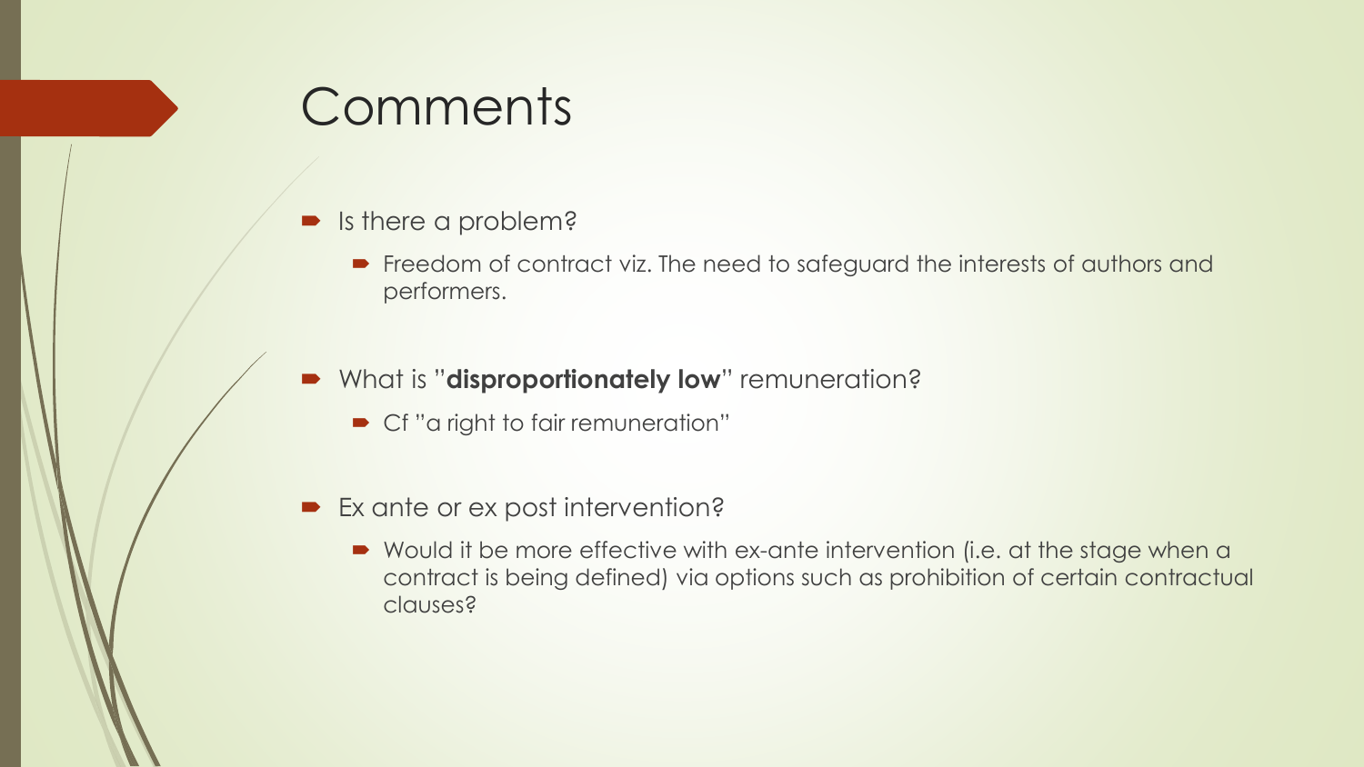# Comments

- Is there a problem?
  - Freedom of contract viz. The need to safeguard the interests of authors and performers.
- What is "**disproportionately low**" remuneration?
  - Cf "a right to fair remuneration"
- Ex ante or ex post intervention?
  - Would it be more effective with ex-ante intervention (i.e. at the stage when a contract is being defined) via options such as prohibition of certain contractual clauses?